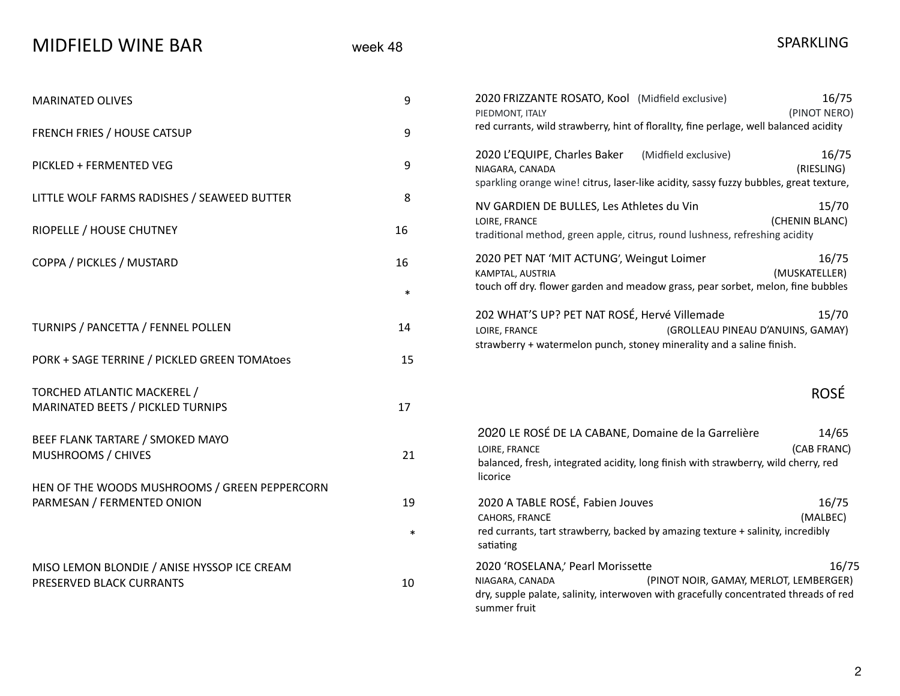# MIDFIELD WINE BAR

week 48

| | |
|---|---|
| MARINATED OLIVES | 9 |
| FRENCH FRIES / HOUSE CATSUP | 9 |
| PICKLED + FERMENTED VEG | 9 |
| LITTLE WOLF FARMS RADISHES / SEAWEED BUTTER | 8 |
| RIOPELLE / HOUSE CHUTNEY | 16 |
| COPPA / PICKLES / MUSTARD | 16 |

*

| | |
|---|---|
| TURNIPS / PANCETTA / FENNEL POLLEN | 14 |
| PORK + SAGE TERRINE / PICKLED GREEN TOMAtoes | 15 |
| TORCHED ATLANTIC MACKEREL / MARINATED BEETS / PICKLED TURNIPS | 17 |
| BEEF FLANK TARTARE / SMOKED MAYO MUSHROOMS / CHIVES | 21 |
| HEN OF THE WOODS MUSHROOMS / GREEN PEPPERCORN PARMESAN / FERMENTED ONION | 19 |

*

| | |
|---|---|
| MISO LEMON BLONDIE / ANISE HYSSOP ICE CREAM PRESERVED BLACK CURRANTS | 10 |

## SPARKLING

**2020 FRIZZANTE ROSATO, Kool** (Midfield exclusive) — 16/75
PIEDMONT, ITALY (PINOT NERO)
red currants, wild strawberry, hint of floralIty, fine perlage, well balanced acidity

**2020 L'EQUIPE, Charles Baker** (Midfield exclusive) — 16/75
NIAGARA, CANADA (RIESLING)
sparkling orange wine! citrus, laser-like acidity, sassy fuzzy bubbles, great texture,

**NV GARDIEN DE BULLES, Les Athletes du Vin** — 15/70
LOIRE, FRANCE (CHENIN BLANC)
traditional method, green apple, citrus, round lushness, refreshing acidity

**2020 PET NAT 'MIT ACTUNG', Weingut Loimer** — 16/75
KAMPTAL, AUSTRIA (MUSKATELLER)
touch off dry. flower garden and meadow grass, pear sorbet, melon, fine bubbles

**202 WHAT'S UP? PET NAT ROSÉ, Hervé Villemade** — 15/70
LOIRE, FRANCE (GROLLEAU PINEAU D'ANUINS, GAMAY)
strawberry + watermelon punch, stoney minerality and a saline finish.

## ROSÉ

**2020 LE ROSÉ DE LA CABANE, Domaine de la Garrelière** — 14/65
LOIRE, FRANCE (CAB FRANC)
balanced, fresh, integrated acidity, long finish with strawberry, wild cherry, red licorice

**2020 A TABLE ROSÉ, Fabien Jouves** — 16/75
CAHORS, FRANCE (MALBEC)
red currants, tart strawberry, backed by amazing texture + salinity, incredibly satiating

**2020 'ROSELANA,' Pearl Morissette** — 16/75
NIAGARA, CANADA (PINOT NOIR, GAMAY, MERLOT, LEMBERGER)
dry, supple palate, salinity, interwoven with gracefully concentrated threads of red summer fruit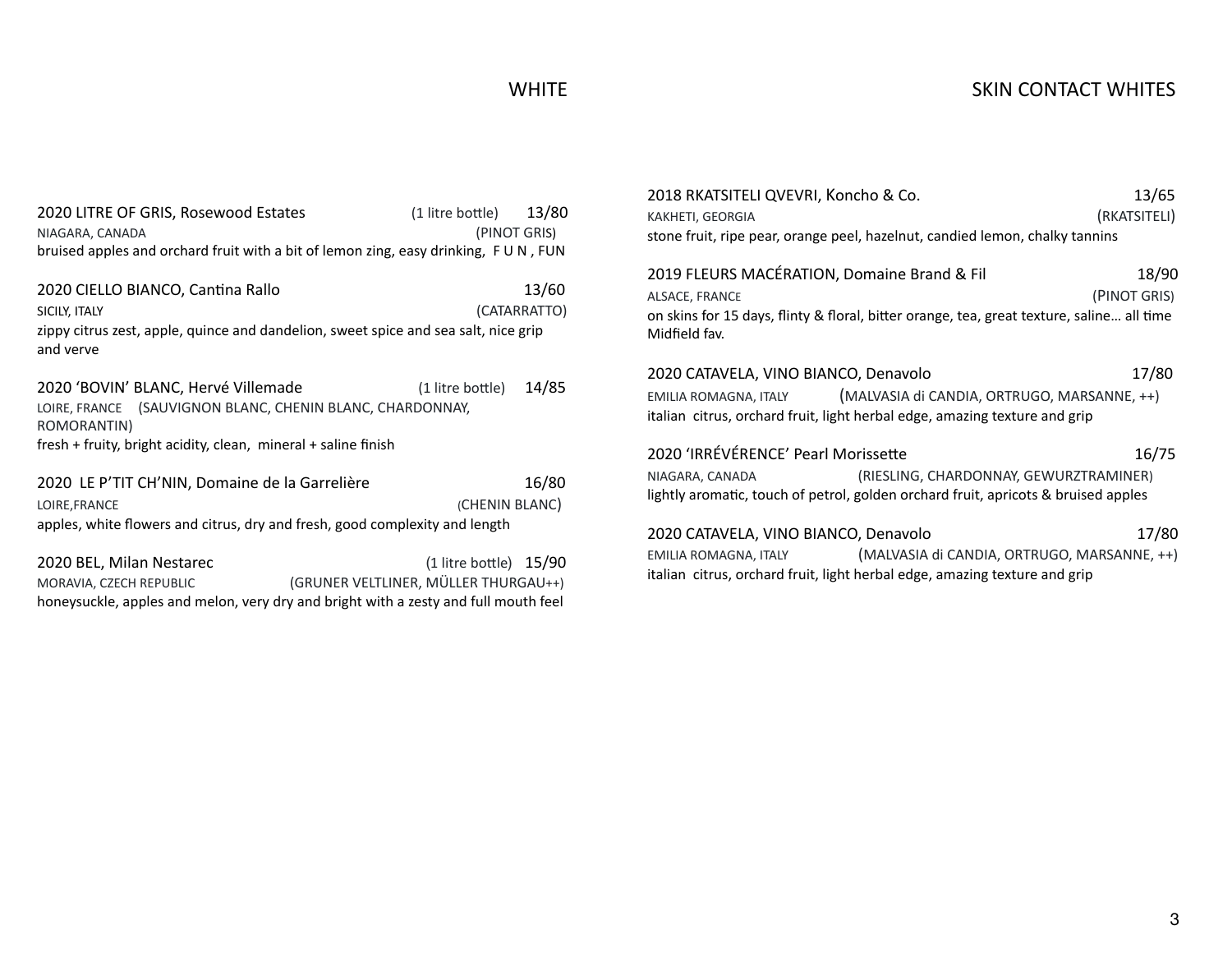## WHITE

2020 LITRE OF GRIS, Rosewood Estates (1 litre bottle) 13/80
NIAGARA, CANADA (PINOT GRIS)
bruised apples and orchard fruit with a bit of lemon zing, easy drinking, F U N , FUN

2020 CIELLO BIANCO, Cantina Rallo 13/60
SICILY, ITALY (CATARRATTO)
zippy citrus zest, apple, quince and dandelion, sweet spice and sea salt, nice grip and verve

2020 'BOVIN' BLANC, Hervé Villemade (1 litre bottle) 14/85
LOIRE, FRANCE (SAUVIGNON BLANC, CHENIN BLANC, CHARDONNAY, ROMORANTIN)
fresh + fruity, bright acidity, clean, mineral + saline finish

2020 LE P'TIT CH'NIN, Domaine de la Garrelière 16/80
LOIRE,FRANCE (CHENIN BLANC)
apples, white flowers and citrus, dry and fresh, good complexity and length

2020 BEL, Milan Nestarec (1 litre bottle) 15/90
MORAVIA, CZECH REPUBLIC (GRUNER VELTLINER, MÜLLER THURGAU++)
honeysuckle, apples and melon, very dry and bright with a zesty and full mouth feel

## SKIN CONTACT WHITES

2018 RKATSITELI QVEVRI, Koncho & Co. 13/65
KAKHETI, GEORGIA (RKATSITELI)
stone fruit, ripe pear, orange peel, hazelnut, candied lemon, chalky tannins

2019 FLEURS MACÉRATION, Domaine Brand & Fil 18/90
ALSACE, FRANCE (PINOT GRIS)
on skins for 15 days, flinty & floral, bitter orange, tea, great texture, saline… all time Midfield fav.

2020 CATAVELA, VINO BIANCO, Denavolo 17/80
EMILIA ROMAGNA, ITALY (MALVASIA di CANDIA, ORTRUGO, MARSANNE, ++)
italian citrus, orchard fruit, light herbal edge, amazing texture and grip

2020 'IRRÉVÉRENCE' Pearl Morissette 16/75
NIAGARA, CANADA (RIESLING, CHARDONNAY, GEWURZTRAMINER)
lightly aromatic, touch of petrol, golden orchard fruit, apricots & bruised apples

2020 CATAVELA, VINO BIANCO, Denavolo 17/80
EMILIA ROMAGNA, ITALY (MALVASIA di CANDIA, ORTRUGO, MARSANNE, ++)
italian citrus, orchard fruit, light herbal edge, amazing texture and grip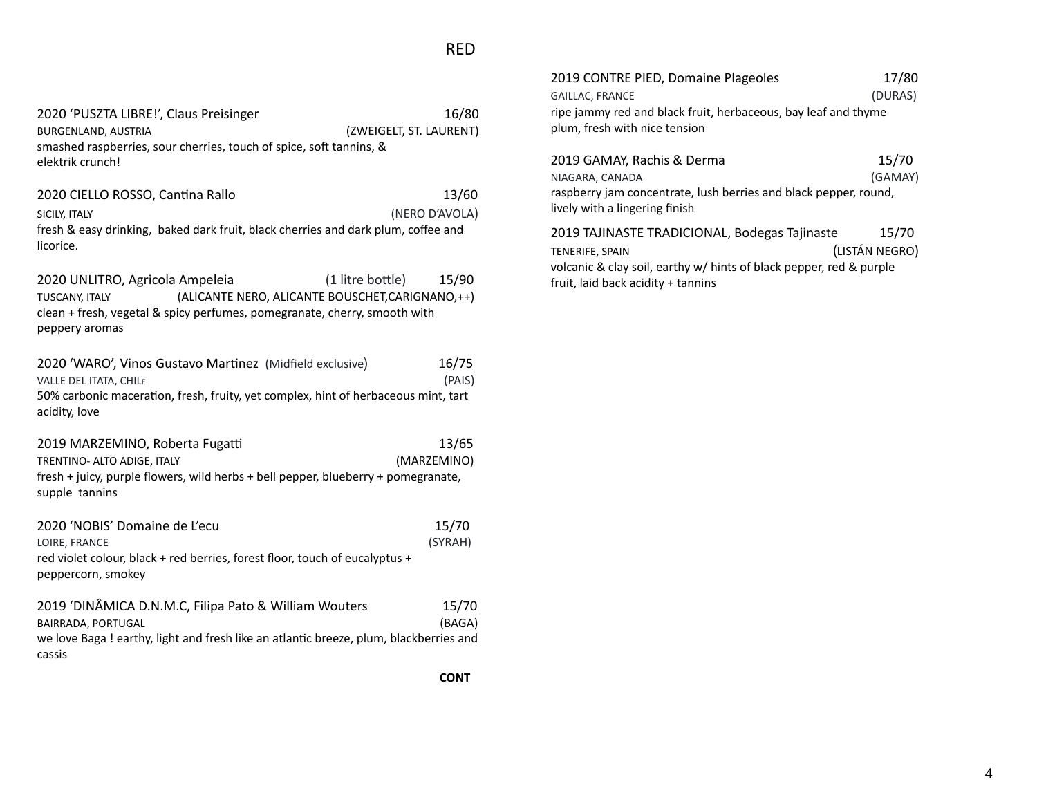# RED

2020 'PUSZTA LIBRE!', Claus Preisinger — 16/80
BURGENLAND, AUSTRIA (ZWEIGELT, ST. LAURENT)
smashed raspberries, sour cherries, touch of spice, soft tannins, & elektrik crunch!

2020 CIELLO ROSSO, Cantina Rallo — 13/60
SICILY, ITALY (NERO D'AVOLA)
fresh & easy drinking, baked dark fruit, black cherries and dark plum, coffee and licorice.

2020 UNLITRO, Agricola Ampeleia (1 litre bottle) — 15/90
TUSCANY, ITALY (ALICANTE NERO, ALICANTE BOUSCHET,CARIGNANO,++)
clean + fresh, vegetal & spicy perfumes, pomegranate, cherry, smooth with peppery aromas

2020 'WARO', Vinos Gustavo Martinez (Midfield exclusive) — 16/75
VALLE DEL ITATA, CHILE (PAIS)
50% carbonic maceration, fresh, fruity, yet complex, hint of herbaceous mint, tart acidity, love

2019 MARZEMINO, Roberta Fugatti — 13/65
TRENTINO- ALTO ADIGE, ITALY (MARZEMINO)
fresh + juicy, purple flowers, wild herbs + bell pepper, blueberry + pomegranate, supple tannins

2020 'NOBIS' Domaine de L'ecu — 15/70
LOIRE, FRANCE (SYRAH)
red violet colour, black + red berries, forest floor, touch of eucalyptus + peppercorn, smokey

2019 'DINÂMICA D.N.M.C, Filipa Pato & William Wouters — 15/70
BAIRRADA, PORTUGAL (BAGA)
we love Baga ! earthy, light and fresh like an atlantic breeze, plum, blackberries and cassis

**CONT**

2019 CONTRE PIED, Domaine Plageoles — 17/80
GAILLAC, FRANCE (DURAS)
ripe jammy red and black fruit, herbaceous, bay leaf and thyme plum, fresh with nice tension

2019 GAMAY, Rachis & Derma — 15/70
NIAGARA, CANADA (GAMAY)
raspberry jam concentrate, lush berries and black pepper, round, lively with a lingering finish

2019 TAJINASTE TRADICIONAL, Bodegas Tajinaste — 15/70
TENERIFE, SPAIN (LISTÁN NEGRO)
volcanic & clay soil, earthy w/ hints of black pepper, red & purple fruit, laid back acidity + tannins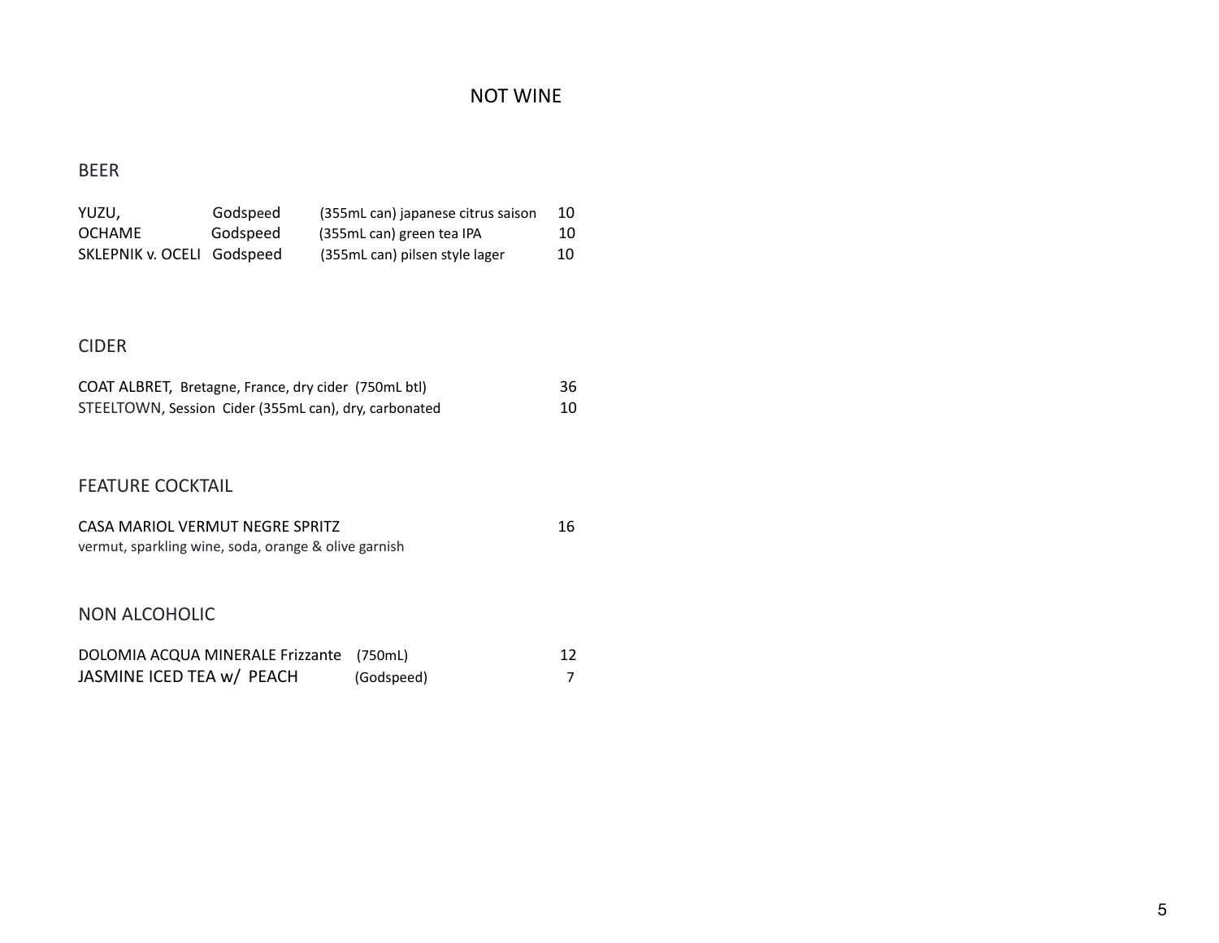# NOT WINE

## BEER

| | | | |
|---|---|---|---|
| YUZU, | Godspeed | (355mL can) japanese citrus saison | 10 |
| OCHAME | Godspeed | (355mL can) green tea IPA | 10 |
| SKLEPNIK v. OCELI | Godspeed | (355mL can) pilsen style lager | 10 |

## CIDER

| | |
|---|---|
| COAT ALBRET, Bretagne, France, dry cider (750mL btl) | 36 |
| STEELTOWN, Session Cider (355mL can), dry, carbonated | 10 |

## FEATURE COCKTAIL

CASA MARIOL VERMUT NEGRE SPRITZ 16
vermut, sparkling wine, soda, orange & olive garnish

## NON ALCOHOLIC

| | | |
|---|---|---|
| DOLOMIA ACQUA MINERALE Frizzante | (750mL) | 12 |
| JASMINE ICED TEA w/ PEACH | (Godspeed) | 7 |